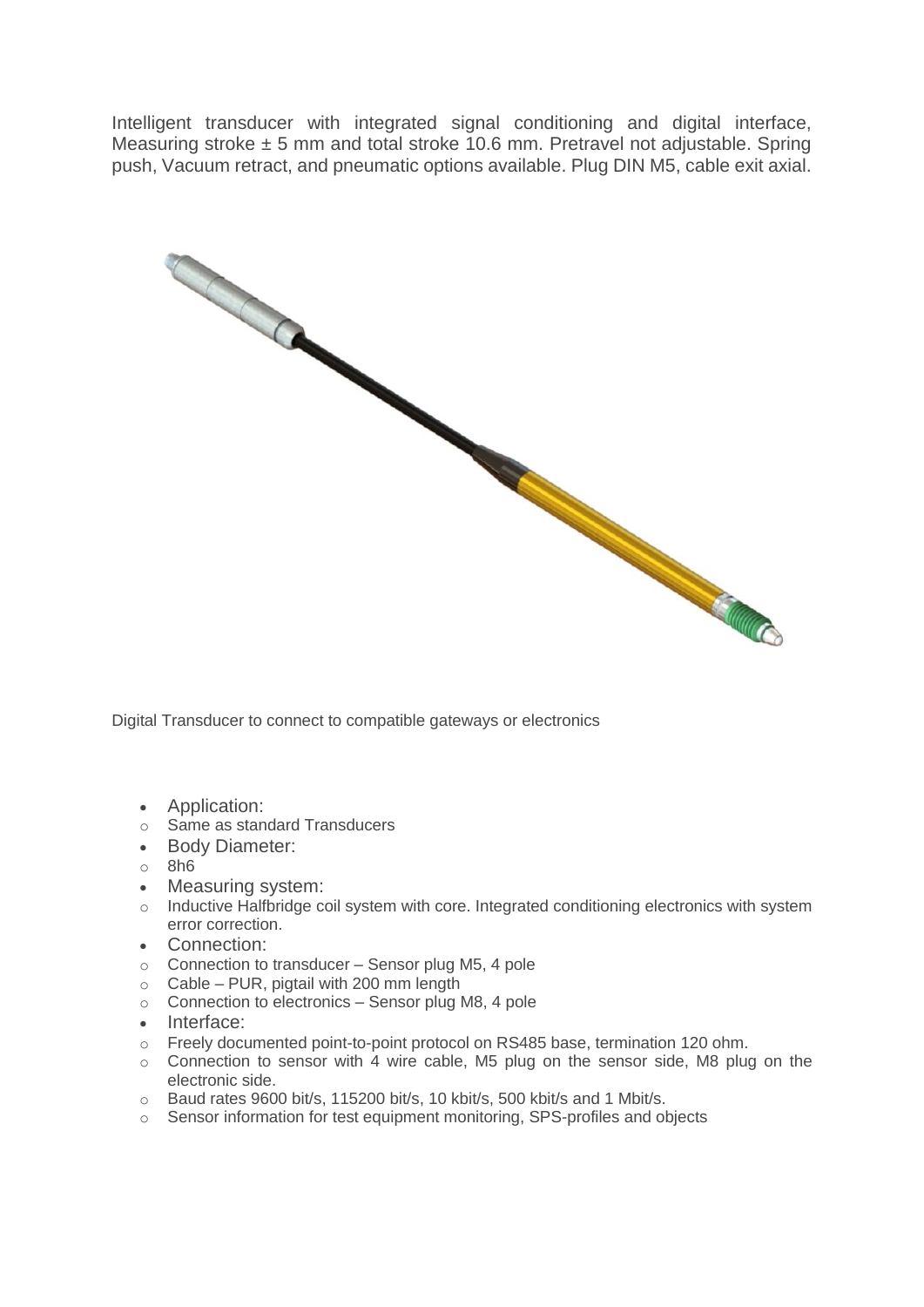Intelligent transducer with integrated signal conditioning and digital interface, Measuring stroke ± 5 mm and total stroke 10.6 mm. Pretravel not adjustable. Spring push, Vacuum retract, and pneumatic options available. Plug DIN M5, cable exit axial.

Digital Transducer to connect to compatible gateways or electronics

- Application:
  - Same as standard Transducers
- Body Diameter:
  - 8h6
- Measuring system:
  - Inductive Halfbridge coil system with core. Integrated conditioning electronics with system error correction.
- Connection:
  - Connection to transducer – Sensor plug M5, 4 pole
  - Cable – PUR, pigtail with 200 mm length
  - Connection to electronics – Sensor plug M8, 4 pole
- Interface:
  - Freely documented point-to-point protocol on RS485 base, termination 120 ohm.
  - Connection to sensor with 4 wire cable, M5 plug on the sensor side, M8 plug on the electronic side.
  - Baud rates 9600 bit/s, 115200 bit/s, 10 kbit/s, 500 kbit/s and 1 Mbit/s.
  - Sensor information for test equipment monitoring, SPS-profiles and objects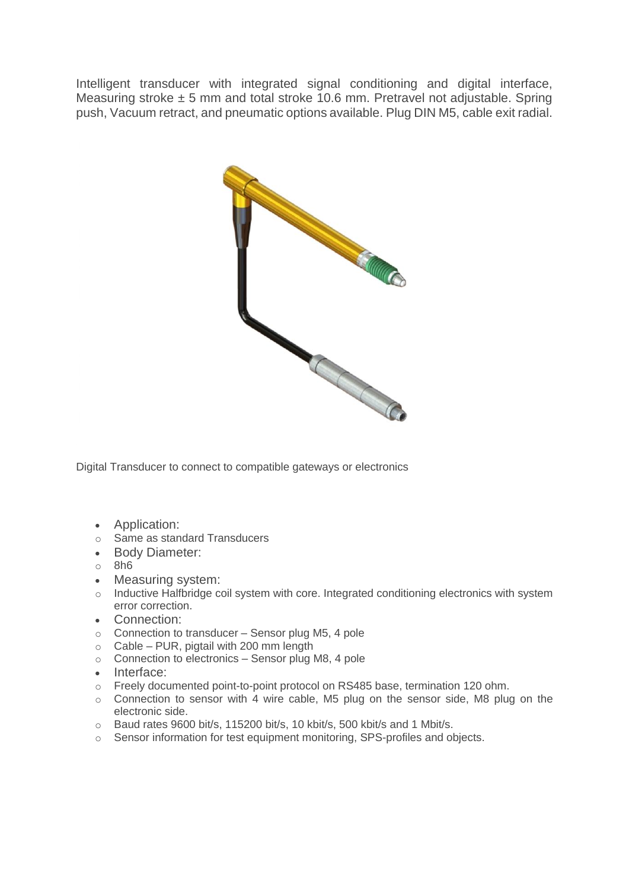Intelligent transducer with integrated signal conditioning and digital interface, Measuring stroke ± 5 mm and total stroke 10.6 mm. Pretravel not adjustable. Spring push, Vacuum retract, and pneumatic options available. Plug DIN M5, cable exit radial.

Digital Transducer to connect to compatible gateways or electronics

- Application:
  - Same as standard Transducers
- Body Diameter:
  - 8h6
- Measuring system:
  - Inductive Halfbridge coil system with core. Integrated conditioning electronics with system error correction.
- Connection:
  - Connection to transducer – Sensor plug M5, 4 pole
  - Cable – PUR, pigtail with 200 mm length
  - Connection to electronics – Sensor plug M8, 4 pole
- Interface:
  - Freely documented point-to-point protocol on RS485 base, termination 120 ohm.
  - Connection to sensor with 4 wire cable, M5 plug on the sensor side, M8 plug on the electronic side.
  - Baud rates 9600 bit/s, 115200 bit/s, 10 kbit/s, 500 kbit/s and 1 Mbit/s.
  - Sensor information for test equipment monitoring, SPS-profiles and objects.